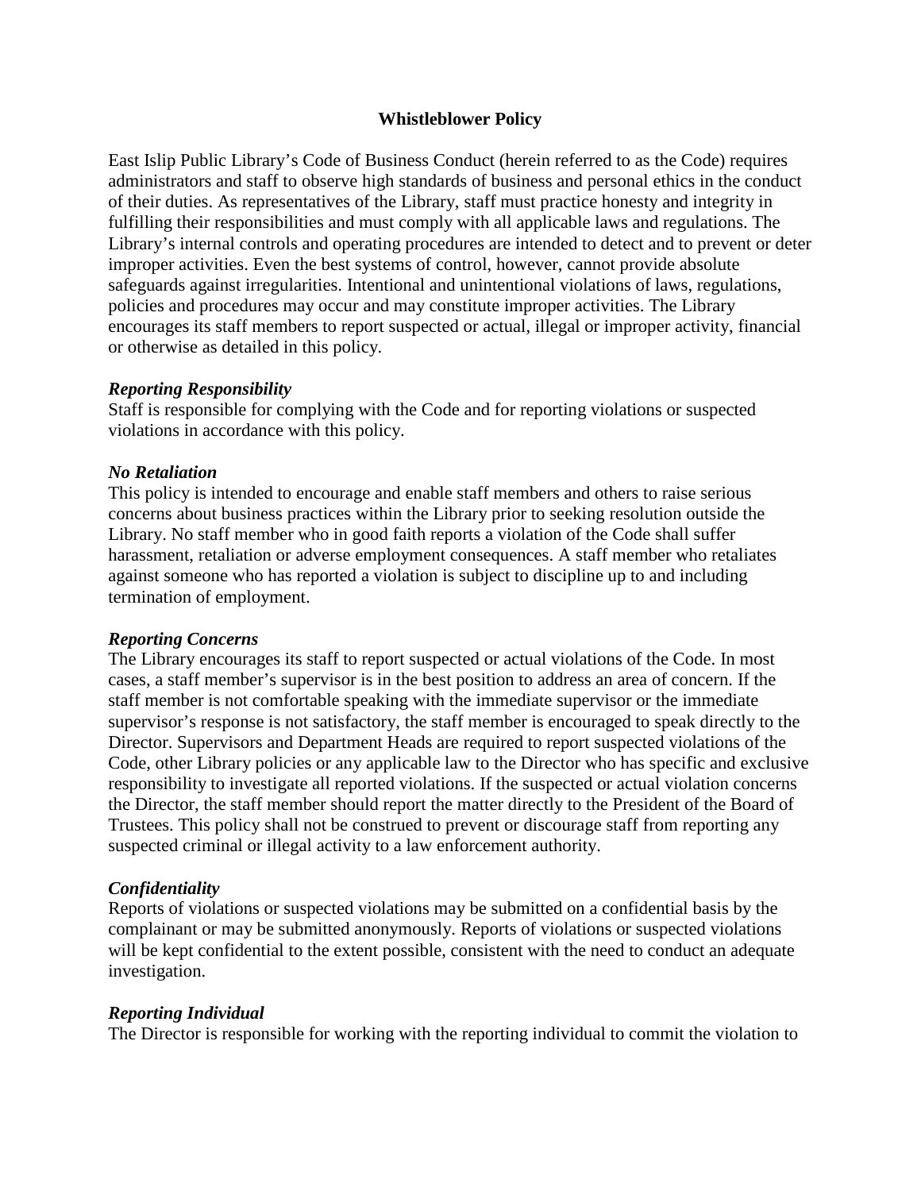# Whistleblower Policy

East Islip Public Library's Code of Business Conduct (herein referred to as the Code) requires administrators and staff to observe high standards of business and personal ethics in the conduct of their duties. As representatives of the Library, staff must practice honesty and integrity in fulfilling their responsibilities and must comply with all applicable laws and regulations. The Library's internal controls and operating procedures are intended to detect and to prevent or deter improper activities. Even the best systems of control, however, cannot provide absolute safeguards against irregularities. Intentional and unintentional violations of laws, regulations, policies and procedures may occur and may constitute improper activities. The Library encourages its staff members to report suspected or actual, illegal or improper activity, financial or otherwise as detailed in this policy.

### *Reporting Responsibility*

Staff is responsible for complying with the Code and for reporting violations or suspected violations in accordance with this policy.

### *No Retaliation*

This policy is intended to encourage and enable staff members and others to raise serious concerns about business practices within the Library prior to seeking resolution outside the Library. No staff member who in good faith reports a violation of the Code shall suffer harassment, retaliation or adverse employment consequences. A staff member who retaliates against someone who has reported a violation is subject to discipline up to and including termination of employment.

### *Reporting Concerns*

The Library encourages its staff to report suspected or actual violations of the Code. In most cases, a staff member's supervisor is in the best position to address an area of concern. If the staff member is not comfortable speaking with the immediate supervisor or the immediate supervisor's response is not satisfactory, the staff member is encouraged to speak directly to the Director. Supervisors and Department Heads are required to report suspected violations of the Code, other Library policies or any applicable law to the Director who has specific and exclusive responsibility to investigate all reported violations. If the suspected or actual violation concerns the Director, the staff member should report the matter directly to the President of the Board of Trustees. This policy shall not be construed to prevent or discourage staff from reporting any suspected criminal or illegal activity to a law enforcement authority.

### *Confidentiality*

Reports of violations or suspected violations may be submitted on a confidential basis by the complainant or may be submitted anonymously. Reports of violations or suspected violations will be kept confidential to the extent possible, consistent with the need to conduct an adequate investigation.

### *Reporting Individual*

The Director is responsible for working with the reporting individual to commit the violation to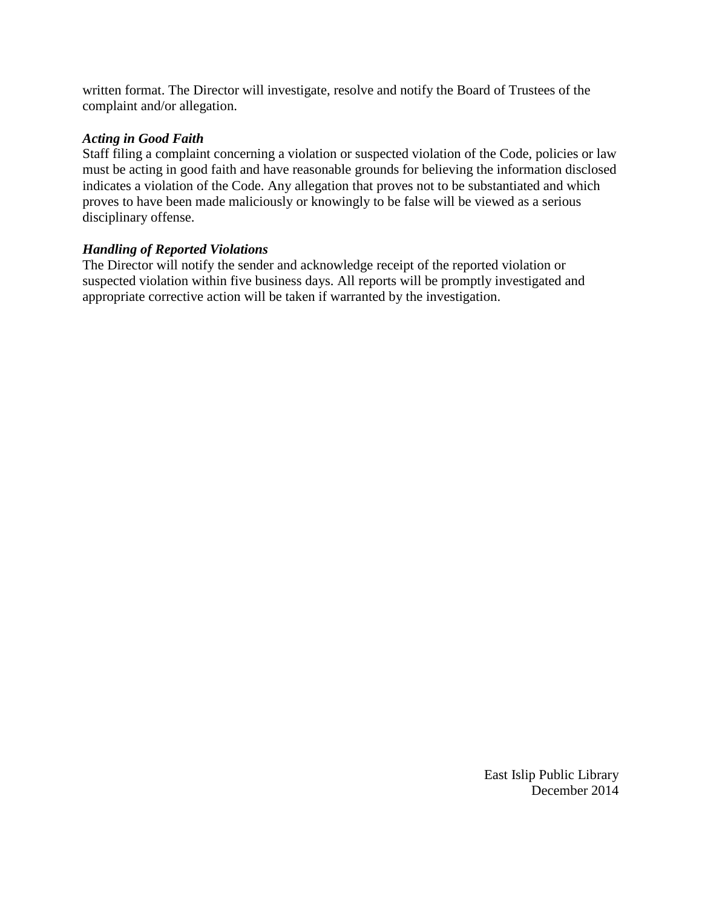written format. The Director will investigate, resolve and notify the Board of Trustees of the complaint and/or allegation.

***Acting in Good Faith***

Staff filing a complaint concerning a violation or suspected violation of the Code, policies or law must be acting in good faith and have reasonable grounds for believing the information disclosed indicates a violation of the Code. Any allegation that proves not to be substantiated and which proves to have been made maliciously or knowingly to be false will be viewed as a serious disciplinary offense.

***Handling of Reported Violations***

The Director will notify the sender and acknowledge receipt of the reported violation or suspected violation within five business days. All reports will be promptly investigated and appropriate corrective action will be taken if warranted by the investigation.

East Islip Public Library
December 2014